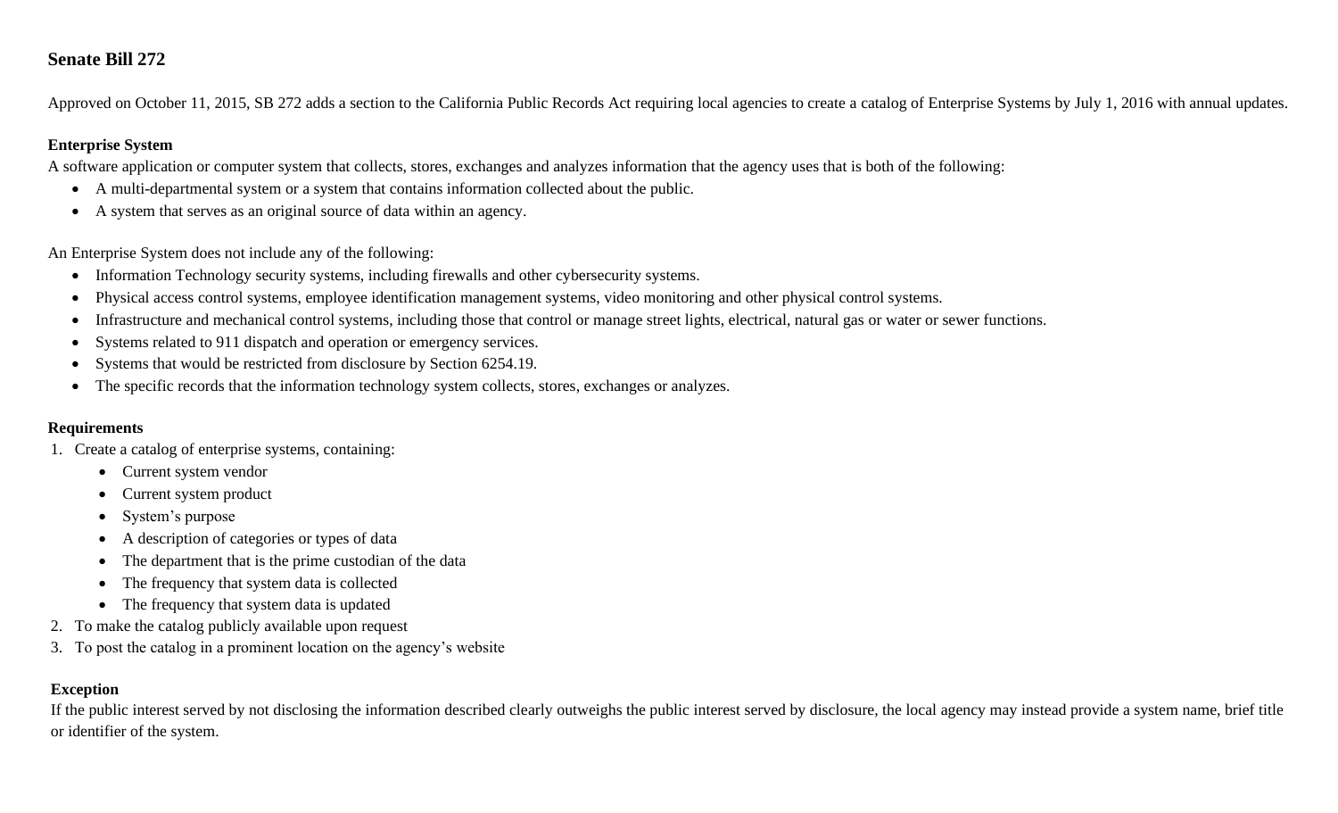## Senate Bill 272

Approved on October 11, 2015, SB 272 adds a section to the California Public Records Act requiring local agencies to create a catalog of Enterprise Systems by July 1, 2016 with annual updates.

### Enterprise System

A software application or computer system that collects, stores, exchanges and analyzes information that the agency uses that is both of the following:

- A multi-departmental system or a system that contains information collected about the public.
- A system that serves as an original source of data within an agency.

An Enterprise System does not include any of the following:

- Information Technology security systems, including firewalls and other cybersecurity systems.
- Physical access control systems, employee identification management systems, video monitoring and other physical control systems.
- Infrastructure and mechanical control systems, including those that control or manage street lights, electrical, natural gas or water or sewer functions.
- Systems related to 911 dispatch and operation or emergency services.
- Systems that would be restricted from disclosure by Section 6254.19.
- The specific records that the information technology system collects, stores, exchanges or analyzes.

### Requirements

1. Create a catalog of enterprise systems, containing:
   - Current system vendor
   - Current system product
   - System's purpose
   - A description of categories or types of data
   - The department that is the prime custodian of the data
   - The frequency that system data is collected
   - The frequency that system data is updated
2. To make the catalog publicly available upon request
3. To post the catalog in a prominent location on the agency's website

### Exception

If the public interest served by not disclosing the information described clearly outweighs the public interest served by disclosure, the local agency may instead provide a system name, brief title or identifier of the system.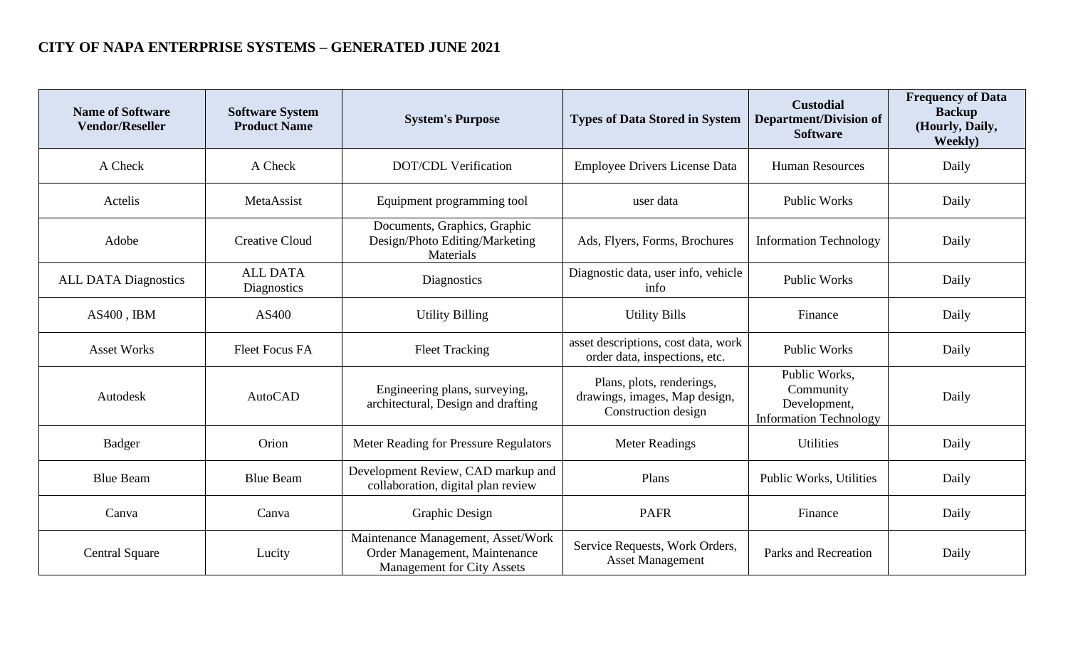## CITY OF NAPA ENTERPRISE SYSTEMS – GENERATED JUNE 2021

| Name of Software Vendor/Reseller | Software System Product Name | System's Purpose | Types of Data Stored in System | Custodial Department/Division of Software | Frequency of Data Backup (Hourly, Daily, Weekly) |
|---|---|---|---|---|---|
| A Check | A Check | DOT/CDL Verification | Employee Drivers License Data | Human Resources | Daily |
| Actelis | MetaAssist | Equipment programming tool | user data | Public Works | Daily |
| Adobe | Creative Cloud | Documents, Graphics, Graphic Design/Photo Editing/Marketing Materials | Ads, Flyers, Forms, Brochures | Information Technology | Daily |
| ALL DATA Diagnostics | ALL DATA Diagnostics | Diagnostics | Diagnostic data, user info, vehicle info | Public Works | Daily |
| AS400 , IBM | AS400 | Utility Billing | Utility Bills | Finance | Daily |
| Asset Works | Fleet Focus FA | Fleet Tracking | asset descriptions, cost data, work order data, inspections, etc. | Public Works | Daily |
| Autodesk | AutoCAD | Engineering plans, surveying, architectural, Design and drafting | Plans, plots, renderings, drawings, images, Map design, Construction design | Public Works, Community Development, Information Technology | Daily |
| Badger | Orion | Meter Reading for Pressure Regulators | Meter Readings | Utilities | Daily |
| Blue Beam | Blue Beam | Development Review, CAD markup and collaboration, digital plan review | Plans | Public Works, Utilities | Daily |
| Canva | Canva | Graphic Design | PAFR | Finance | Daily |
| Central Square | Lucity | Maintenance Management, Asset/Work Order Management, Maintenance Management for City Assets | Service Requests, Work Orders, Asset Management | Parks and Recreation | Daily |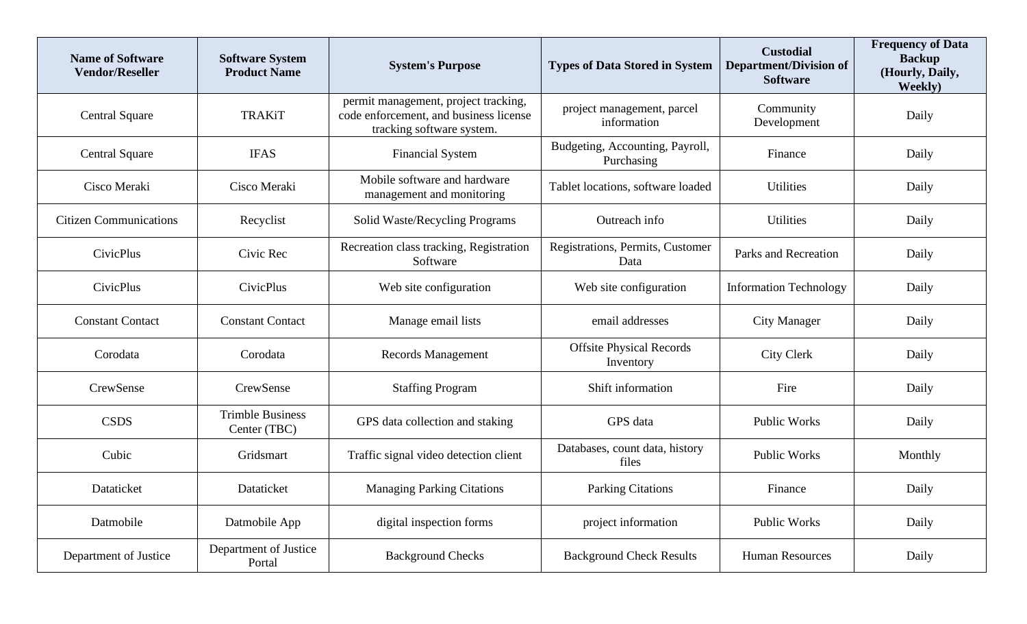| Name of Software Vendor/Reseller | Software System Product Name | System's Purpose | Types of Data Stored in System | Custodial Department/Division of Software | Frequency of Data Backup (Hourly, Daily, Weekly) |
|---|---|---|---|---|---|
| Central Square | TRAKiT | permit management, project tracking, code enforcement, and business license tracking software system. | project management, parcel information | Community Development | Daily |
| Central Square | IFAS | Financial System | Budgeting, Accounting, Payroll, Purchasing | Finance | Daily |
| Cisco Meraki | Cisco Meraki | Mobile software and hardware management and monitoring | Tablet locations, software loaded | Utilities | Daily |
| Citizen Communications | Recyclist | Solid Waste/Recycling Programs | Outreach info | Utilities | Daily |
| CivicPlus | Civic Rec | Recreation class tracking, Registration Software | Registrations, Permits, Customer Data | Parks and Recreation | Daily |
| CivicPlus | CivicPlus | Web site configuration | Web site configuration | Information Technology | Daily |
| Constant Contact | Constant Contact | Manage email lists | email addresses | City Manager | Daily |
| Corodata | Corodata | Records Management | Offsite Physical Records Inventory | City Clerk | Daily |
| CrewSense | CrewSense | Staffing Program | Shift information | Fire | Daily |
| CSDS | Trimble Business Center (TBC) | GPS data collection and staking | GPS data | Public Works | Daily |
| Cubic | Gridsmart | Traffic signal video detection client | Databases, count data, history files | Public Works | Monthly |
| Dataticket | Dataticket | Managing Parking Citations | Parking Citations | Finance | Daily |
| Datmobile | Datmobile App | digital inspection forms | project information | Public Works | Daily |
| Department of Justice | Department of Justice Portal | Background Checks | Background Check Results | Human Resources | Daily |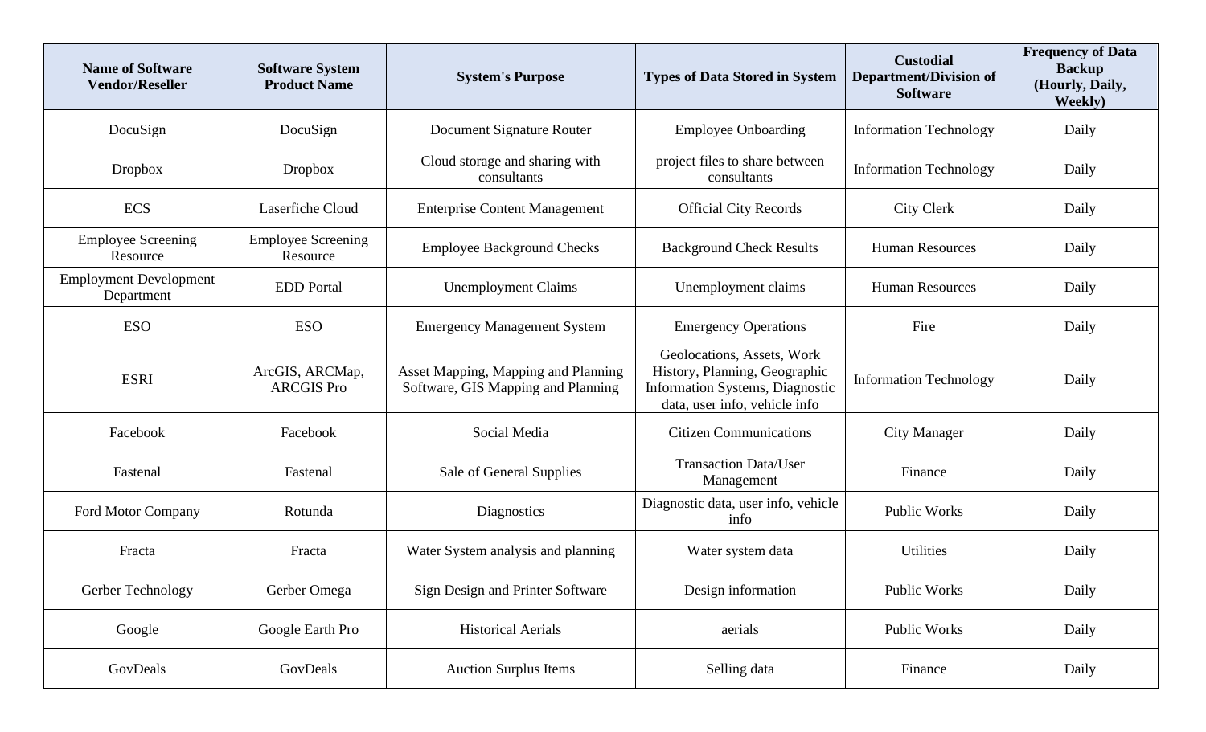| Name of Software Vendor/Reseller | Software System Product Name | System's Purpose | Types of Data Stored in System | Custodial Department/Division of Software | Frequency of Data Backup (Hourly, Daily, Weekly) |
| --- | --- | --- | --- | --- | --- |
| DocuSign | DocuSign | Document Signature Router | Employee Onboarding | Information Technology | Daily |
| Dropbox | Dropbox | Cloud storage and sharing with consultants | project files to share between consultants | Information Technology | Daily |
| ECS | Laserfiche Cloud | Enterprise Content Management | Official City Records | City Clerk | Daily |
| Employee Screening Resource | Employee Screening Resource | Employee Background Checks | Background Check Results | Human Resources | Daily |
| Employment Development Department | EDD Portal | Unemployment Claims | Unemployment claims | Human Resources | Daily |
| ESO | ESO | Emergency Management System | Emergency Operations | Fire | Daily |
| ESRI | ArcGIS, ARCMap, ARCGIS Pro | Asset Mapping, Mapping and Planning Software, GIS Mapping and Planning | Geolocations, Assets, Work History, Planning, Geographic Information Systems, Diagnostic data, user info, vehicle info | Information Technology | Daily |
| Facebook | Facebook | Social Media | Citizen Communications | City Manager | Daily |
| Fastenal | Fastenal | Sale of General Supplies | Transaction Data/User Management | Finance | Daily |
| Ford Motor Company | Rotunda | Diagnostics | Diagnostic data, user info, vehicle info | Public Works | Daily |
| Fracta | Fracta | Water System analysis and planning | Water system data | Utilities | Daily |
| Gerber Technology | Gerber Omega | Sign Design and Printer Software | Design information | Public Works | Daily |
| Google | Google Earth Pro | Historical Aerials | aerials | Public Works | Daily |
| GovDeals | GovDeals | Auction Surplus Items | Selling data | Finance | Daily |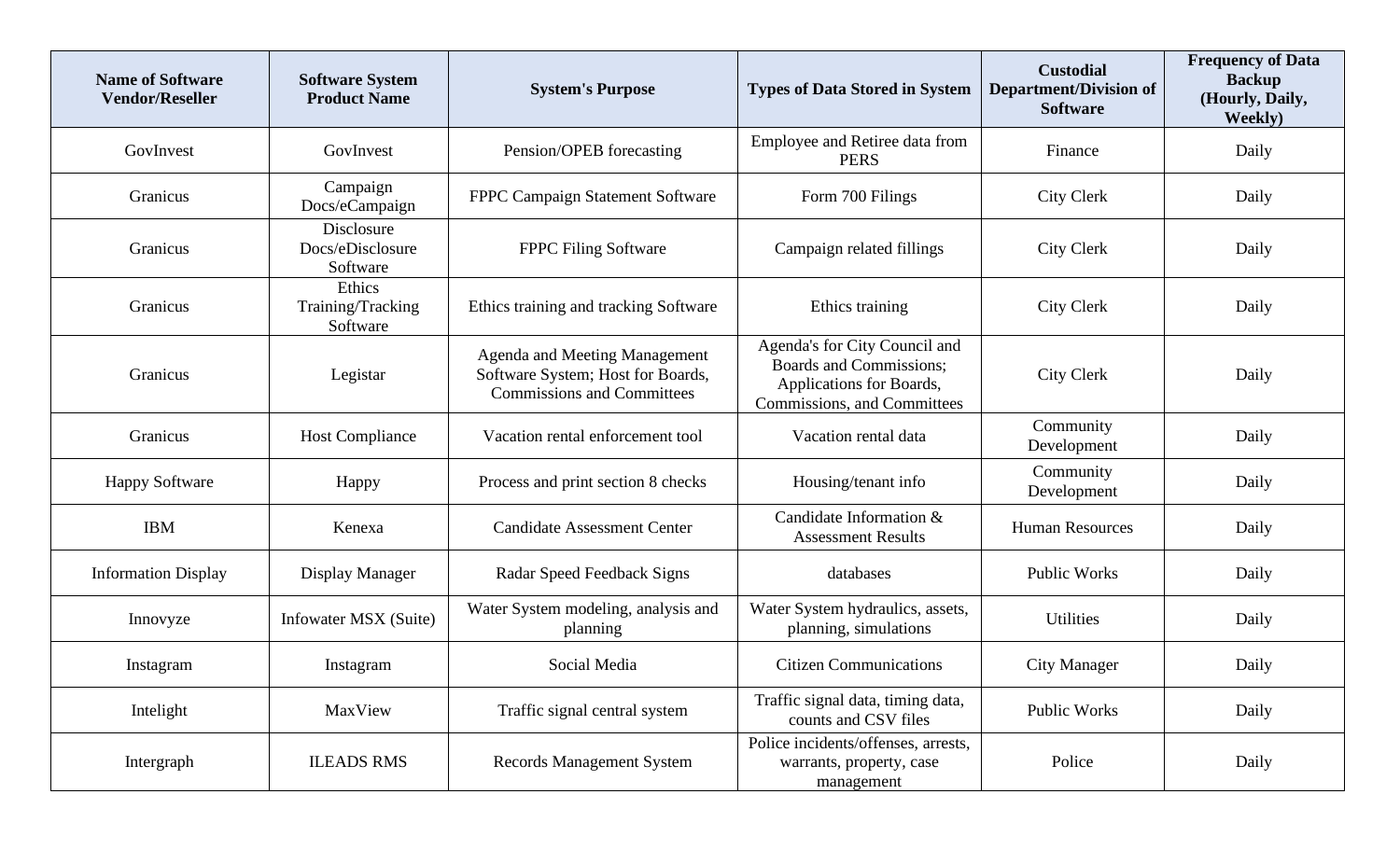| Name of Software Vendor/Reseller | Software System Product Name | System's Purpose | Types of Data Stored in System | Custodial Department/Division of Software | Frequency of Data Backup (Hourly, Daily, Weekly) |
|---|---|---|---|---|---|
| GovInvest | GovInvest | Pension/OPEB forecasting | Employee and Retiree data from PERS | Finance | Daily |
| Granicus | Campaign Docs/eCampaign | FPPC Campaign Statement Software | Form 700 Filings | City Clerk | Daily |
| Granicus | Disclosure Docs/eDisclosure Software | FPPC Filing Software | Campaign related fillings | City Clerk | Daily |
| Granicus | Ethics Training/Tracking Software | Ethics training and tracking Software | Ethics training | City Clerk | Daily |
| Granicus | Legistar | Agenda and Meeting Management Software System; Host for Boards, Commissions and Committees | Agenda's for City Council and Boards and Commissions; Applications for Boards, Commissions, and Committees | City Clerk | Daily |
| Granicus | Host Compliance | Vacation rental enforcement tool | Vacation rental data | Community Development | Daily |
| Happy Software | Happy | Process and print section 8 checks | Housing/tenant info | Community Development | Daily |
| IBM | Kenexa | Candidate Assessment Center | Candidate Information & Assessment Results | Human Resources | Daily |
| Information Display | Display Manager | Radar Speed Feedback Signs | databases | Public Works | Daily |
| Innovyze | Infowater MSX (Suite) | Water System modeling, analysis and planning | Water System hydraulics, assets, planning, simulations | Utilities | Daily |
| Instagram | Instagram | Social Media | Citizen Communications | City Manager | Daily |
| Intelight | MaxView | Traffic signal central system | Traffic signal data, timing data, counts and CSV files | Public Works | Daily |
| Intergraph | ILEADS RMS | Records Management System | Police incidents/offenses, arrests, warrants, property, case management | Police | Daily |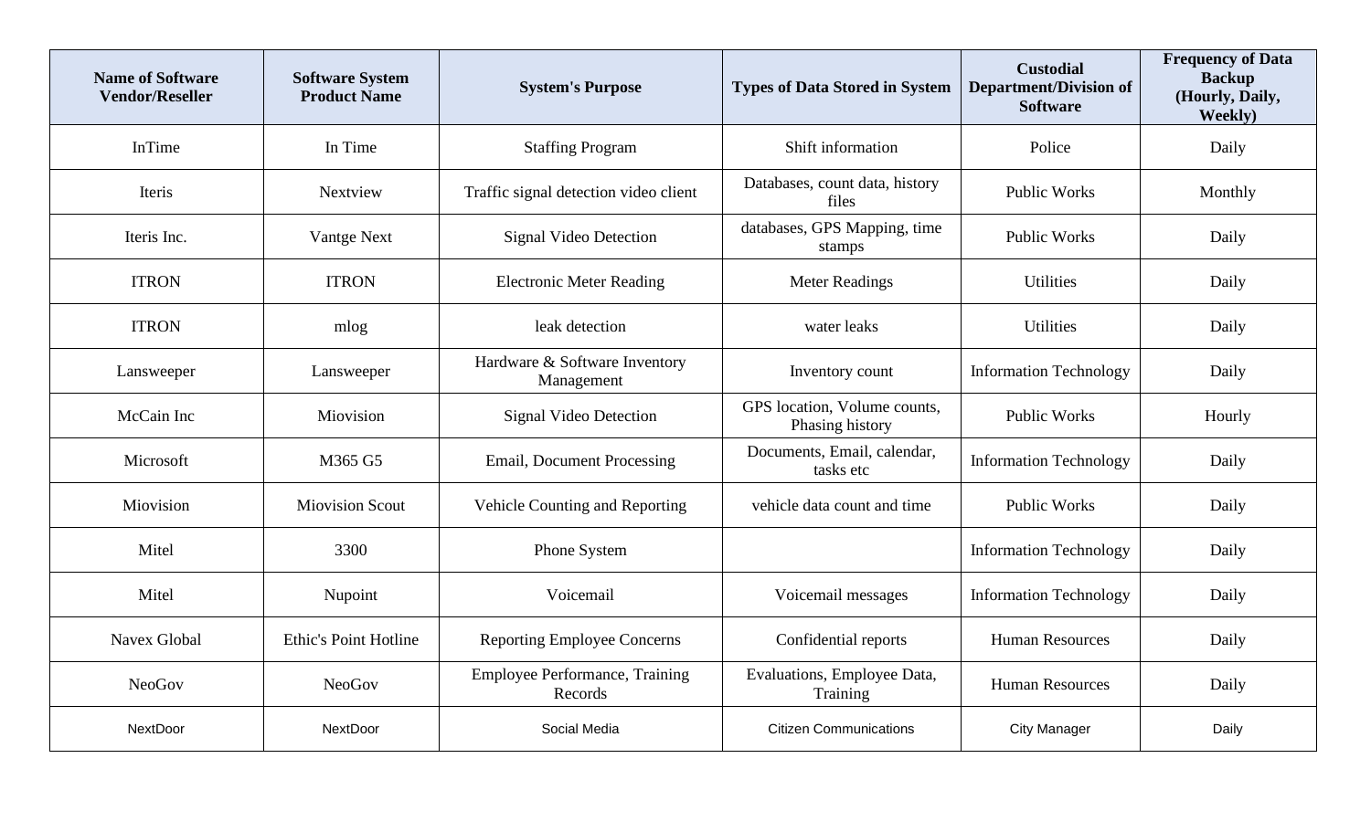| Name of Software Vendor/Reseller | Software System Product Name | System's Purpose | Types of Data Stored in System | Custodial Department/Division of Software | Frequency of Data Backup (Hourly, Daily, Weekly) |
|---|---|---|---|---|---|
| InTime | In Time | Staffing Program | Shift information | Police | Daily |
| Iteris | Nextview | Traffic signal detection video client | Databases, count data, history files | Public Works | Monthly |
| Iteris Inc. | Vantge Next | Signal Video Detection | databases, GPS Mapping, time stamps | Public Works | Daily |
| ITRON | ITRON | Electronic Meter Reading | Meter Readings | Utilities | Daily |
| ITRON | mlog | leak detection | water leaks | Utilities | Daily |
| Lansweeper | Lansweeper | Hardware & Software Inventory Management | Inventory count | Information Technology | Daily |
| McCain Inc | Miovision | Signal Video Detection | GPS location, Volume counts, Phasing history | Public Works | Hourly |
| Microsoft | M365 G5 | Email, Document Processing | Documents, Email, calendar, tasks etc | Information Technology | Daily |
| Miovision | Miovision Scout | Vehicle Counting and Reporting | vehicle data count and time | Public Works | Daily |
| Mitel | 3300 | Phone System | | Information Technology | Daily |
| Mitel | Nupoint | Voicemail | Voicemail messages | Information Technology | Daily |
| Navex Global | Ethic's Point Hotline | Reporting Employee Concerns | Confidential reports | Human Resources | Daily |
| NeoGov | NeoGov | Employee Performance, Training Records | Evaluations, Employee Data, Training | Human Resources | Daily |
| NextDoor | NextDoor | Social Media | Citizen Communications | City Manager | Daily |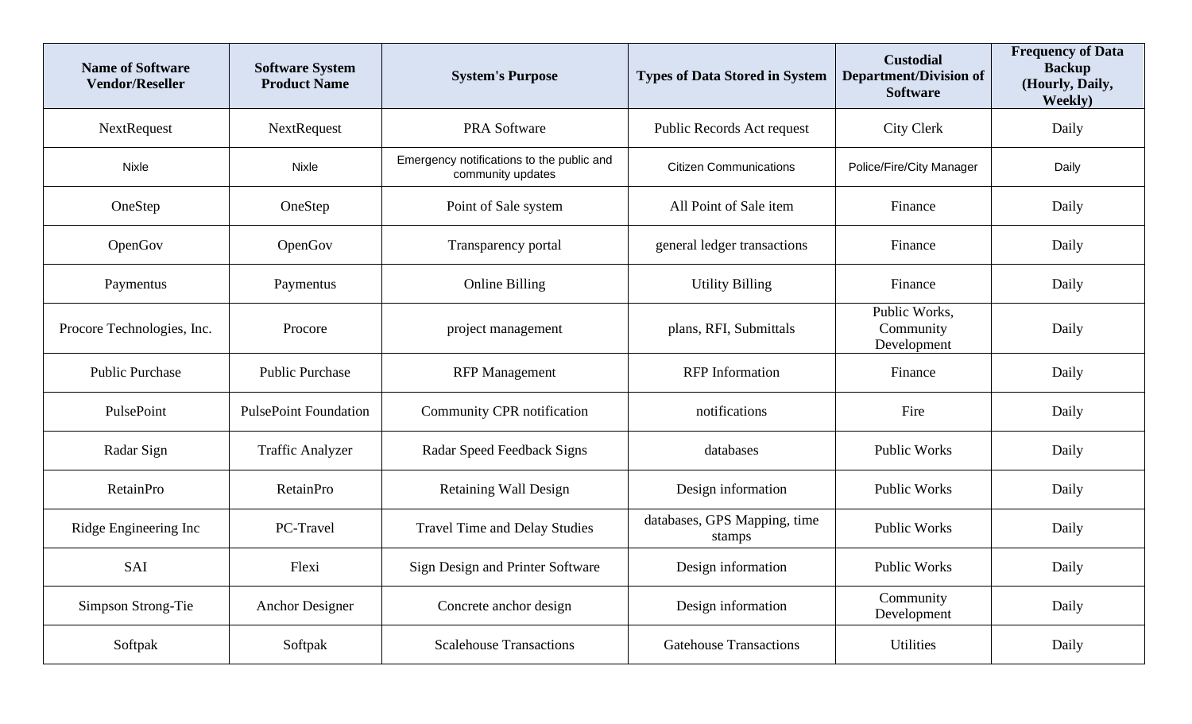| Name of Software Vendor/Reseller | Software System Product Name | System's Purpose | Types of Data Stored in System | Custodial Department/Division of Software | Frequency of Data Backup (Hourly, Daily, Weekly) |
|---|---|---|---|---|---|
| NextRequest | NextRequest | PRA Software | Public Records Act request | City Clerk | Daily |
| Nixle | Nixle | Emergency notifications to the public and community updates | Citizen Communications | Police/Fire/City Manager | Daily |
| OneStep | OneStep | Point of Sale system | All Point of Sale item | Finance | Daily |
| OpenGov | OpenGov | Transparency portal | general ledger transactions | Finance | Daily |
| Paymentus | Paymentus | Online Billing | Utility Billing | Finance | Daily |
| Procore Technologies, Inc. | Procore | project management | plans, RFI, Submittals | Public Works, Community Development | Daily |
| Public Purchase | Public Purchase | RFP Management | RFP Information | Finance | Daily |
| PulsePoint | PulsePoint Foundation | Community CPR notification | notifications | Fire | Daily |
| Radar Sign | Traffic Analyzer | Radar Speed Feedback Signs | databases | Public Works | Daily |
| RetainPro | RetainPro | Retaining Wall Design | Design information | Public Works | Daily |
| Ridge Engineering Inc | PC-Travel | Travel Time and Delay Studies | databases, GPS Mapping, time stamps | Public Works | Daily |
| SAI | Flexi | Sign Design and Printer Software | Design information | Public Works | Daily |
| Simpson Strong-Tie | Anchor Designer | Concrete anchor design | Design information | Community Development | Daily |
| Softpak | Softpak | Scalehouse Transactions | Gatehouse Transactions | Utilities | Daily |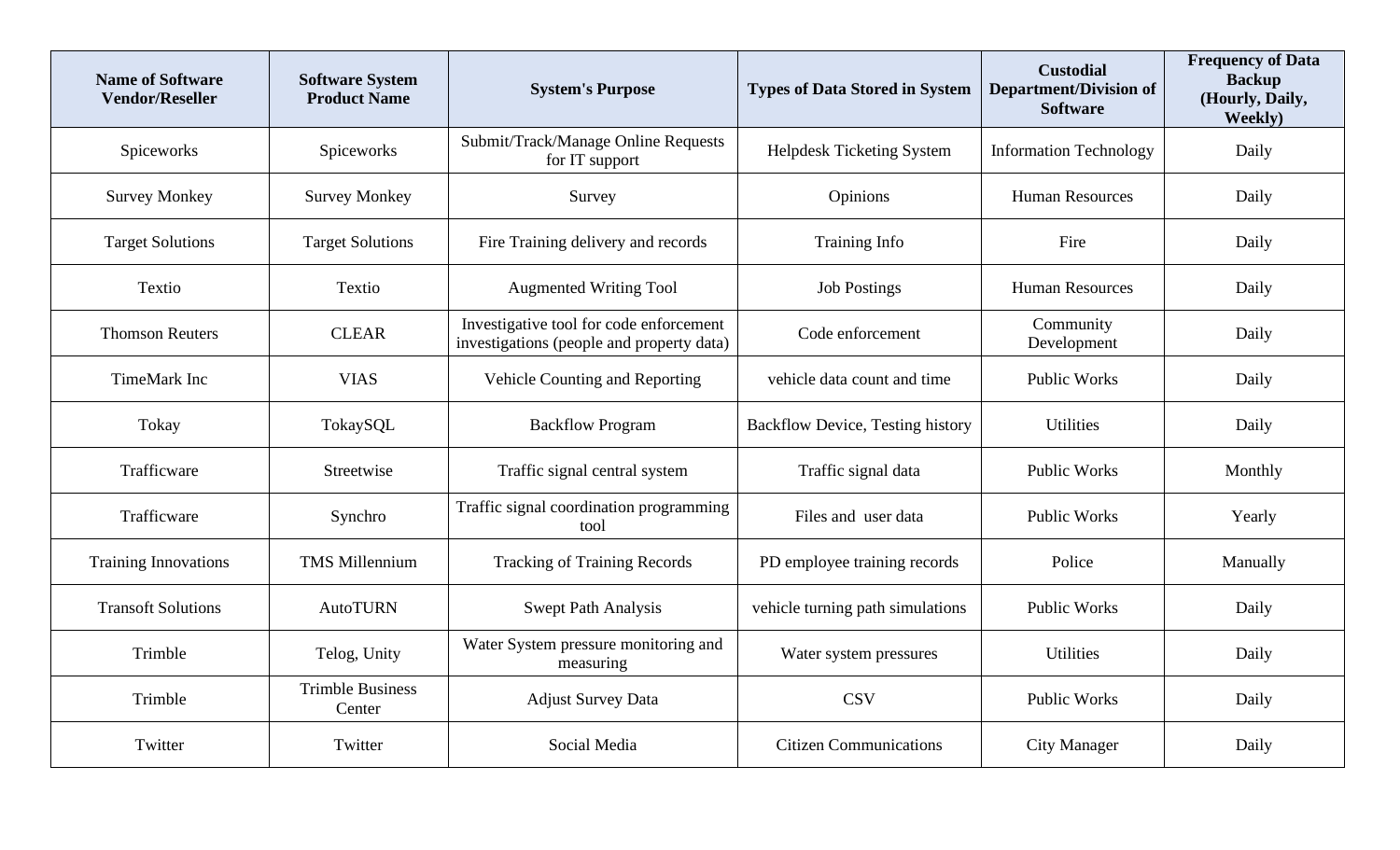| Name of Software Vendor/Reseller | Software System Product Name | System's Purpose | Types of Data Stored in System | Custodial Department/Division of Software | Frequency of Data Backup (Hourly, Daily, Weekly) |
|---|---|---|---|---|---|
| Spiceworks | Spiceworks | Submit/Track/Manage Online Requests for IT support | Helpdesk Ticketing System | Information Technology | Daily |
| Survey Monkey | Survey Monkey | Survey | Opinions | Human Resources | Daily |
| Target Solutions | Target Solutions | Fire Training delivery and records | Training Info | Fire | Daily |
| Textio | Textio | Augmented Writing Tool | Job Postings | Human Resources | Daily |
| Thomson Reuters | CLEAR | Investigative tool for code enforcement investigations (people and property data) | Code enforcement | Community Development | Daily |
| TimeMark Inc | VIAS | Vehicle Counting and Reporting | vehicle data count and time | Public Works | Daily |
| Tokay | TokaySQL | Backflow Program | Backflow Device, Testing history | Utilities | Daily |
| Trafficware | Streetwise | Traffic signal central system | Traffic signal data | Public Works | Monthly |
| Trafficware | Synchro | Traffic signal coordination programming tool | Files and user data | Public Works | Yearly |
| Training Innovations | TMS Millennium | Tracking of Training Records | PD employee training records | Police | Manually |
| Transoft Solutions | AutoTURN | Swept Path Analysis | vehicle turning path simulations | Public Works | Daily |
| Trimble | Telog, Unity | Water System pressure monitoring and measuring | Water system pressures | Utilities | Daily |
| Trimble | Trimble Business Center | Adjust Survey Data | CSV | Public Works | Daily |
| Twitter | Twitter | Social Media | Citizen Communications | City Manager | Daily |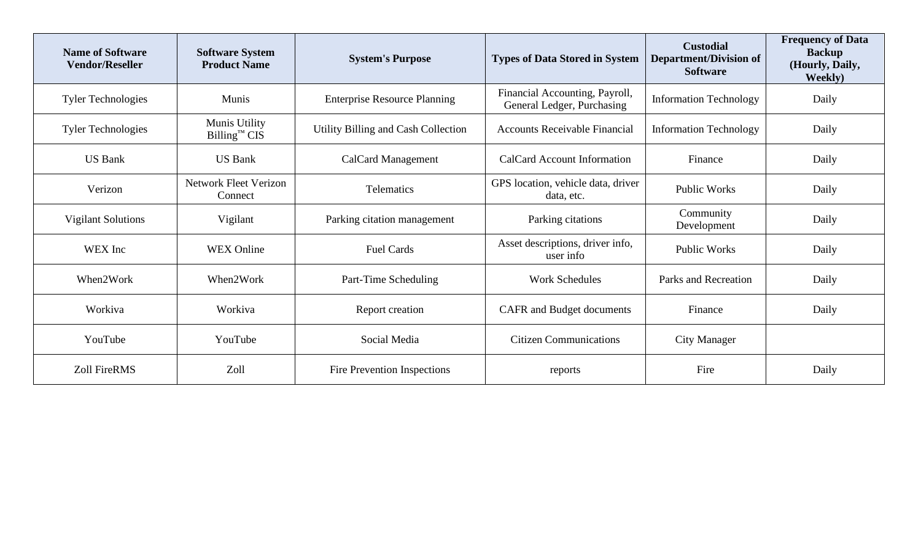| Name of Software Vendor/Reseller | Software System Product Name | System's Purpose | Types of Data Stored in System | Custodial Department/Division of Software | Frequency of Data Backup (Hourly, Daily, Weekly) |
|---|---|---|---|---|---|
| Tyler Technologies | Munis | Enterprise Resource Planning | Financial Accounting, Payroll, General Ledger, Purchasing | Information Technology | Daily |
| Tyler Technologies | Munis Utility Billing™ CIS | Utility Billing and Cash Collection | Accounts Receivable Financial | Information Technology | Daily |
| US Bank | US Bank | CalCard Management | CalCard Account Information | Finance | Daily |
| Verizon | Network Fleet Verizon Connect | Telematics | GPS location, vehicle data, driver data, etc. | Public Works | Daily |
| Vigilant Solutions | Vigilant | Parking citation management | Parking citations | Community Development | Daily |
| WEX Inc | WEX Online | Fuel Cards | Asset descriptions, driver info, user info | Public Works | Daily |
| When2Work | When2Work | Part-Time Scheduling | Work Schedules | Parks and Recreation | Daily |
| Workiva | Workiva | Report creation | CAFR and Budget documents | Finance | Daily |
| YouTube | YouTube | Social Media | Citizen Communications | City Manager | |
| Zoll FireRMS | Zoll | Fire Prevention Inspections | reports | Fire | Daily |